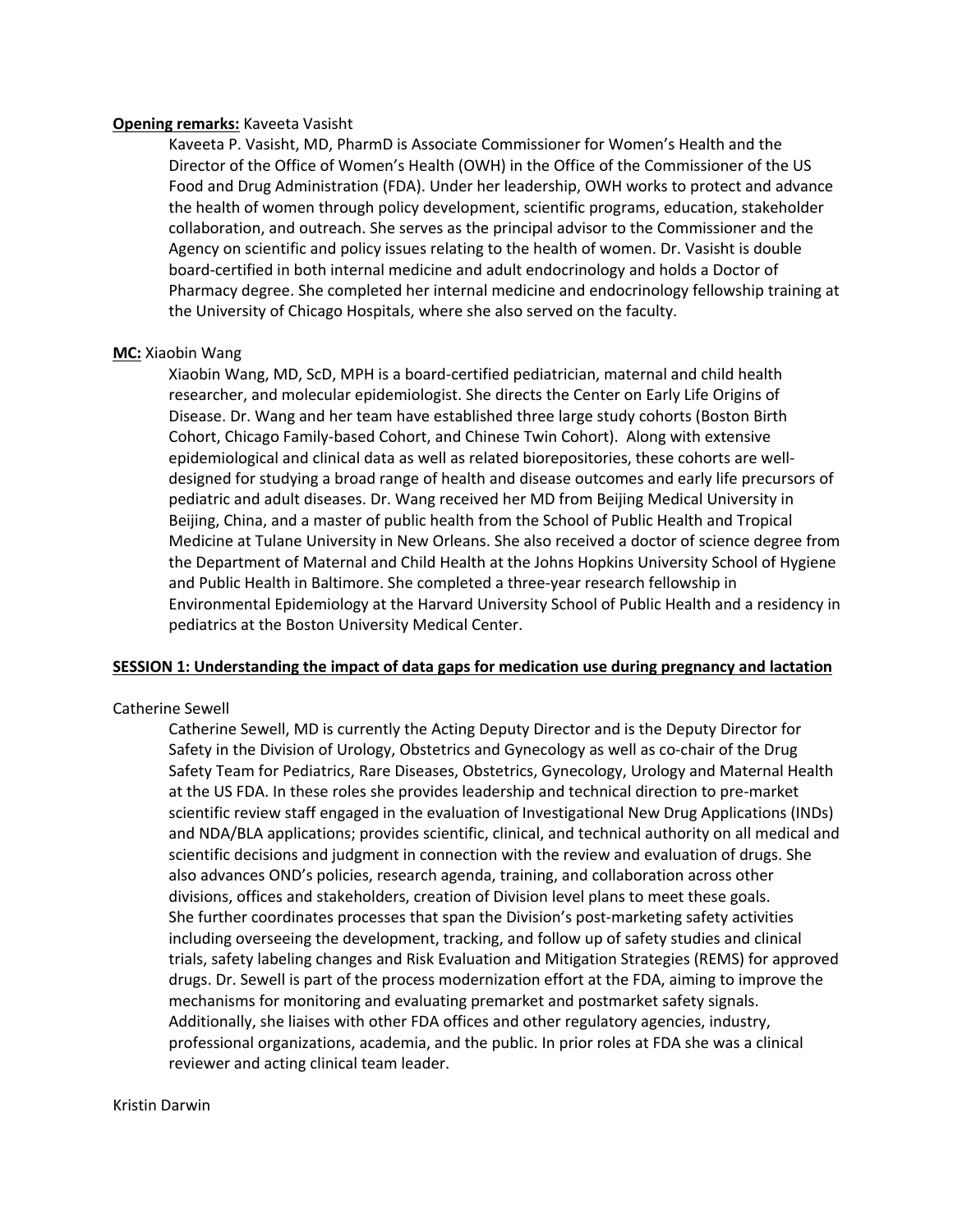**Opening remarks:** Kaveeta Vasisht

Kaveeta P. Vasisht, MD, PharmD is Associate Commissioner for Women's Health and the Director of the Office of Women's Health (OWH) in the Office of the Commissioner of the US Food and Drug Administration (FDA). Under her leadership, OWH works to protect and advance the health of women through policy development, scientific programs, education, stakeholder collaboration, and outreach. She serves as the principal advisor to the Commissioner and the Agency on scientific and policy issues relating to the health of women. Dr. Vasisht is double board-certified in both internal medicine and adult endocrinology and holds a Doctor of Pharmacy degree. She completed her internal medicine and endocrinology fellowship training at the University of Chicago Hospitals, where she also served on the faculty.

**MC:** Xiaobin Wang

Xiaobin Wang, MD, ScD, MPH is a board-certified pediatrician, maternal and child health researcher, and molecular epidemiologist. She directs the Center on Early Life Origins of Disease. Dr. Wang and her team have established three large study cohorts (Boston Birth Cohort, Chicago Family-based Cohort, and Chinese Twin Cohort). Along with extensive epidemiological and clinical data as well as related biorepositories, these cohorts are well-designed for studying a broad range of health and disease outcomes and early life precursors of pediatric and adult diseases. Dr. Wang received her MD from Beijing Medical University in Beijing, China, and a master of public health from the School of Public Health and Tropical Medicine at Tulane University in New Orleans. She also received a doctor of science degree from the Department of Maternal and Child Health at the Johns Hopkins University School of Hygiene and Public Health in Baltimore. She completed a three-year research fellowship in Environmental Epidemiology at the Harvard University School of Public Health and a residency in pediatrics at the Boston University Medical Center.

**SESSION 1: Understanding the impact of data gaps for medication use during pregnancy and lactation**

Catherine Sewell

Catherine Sewell, MD is currently the Acting Deputy Director and is the Deputy Director for Safety in the Division of Urology, Obstetrics and Gynecology as well as co-chair of the Drug Safety Team for Pediatrics, Rare Diseases, Obstetrics, Gynecology, Urology and Maternal Health at the US FDA. In these roles she provides leadership and technical direction to pre-market scientific review staff engaged in the evaluation of Investigational New Drug Applications (INDs) and NDA/BLA applications; provides scientific, clinical, and technical authority on all medical and scientific decisions and judgment in connection with the review and evaluation of drugs. She also advances OND's policies, research agenda, training, and collaboration across other divisions, offices and stakeholders, creation of Division level plans to meet these goals. She further coordinates processes that span the Division's post-marketing safety activities including overseeing the development, tracking, and follow up of safety studies and clinical trials, safety labeling changes and Risk Evaluation and Mitigation Strategies (REMS) for approved drugs. Dr. Sewell is part of the process modernization effort at the FDA, aiming to improve the mechanisms for monitoring and evaluating premarket and postmarket safety signals. Additionally, she liaises with other FDA offices and other regulatory agencies, industry, professional organizations, academia, and the public. In prior roles at FDA she was a clinical reviewer and acting clinical team leader.

Kristin Darwin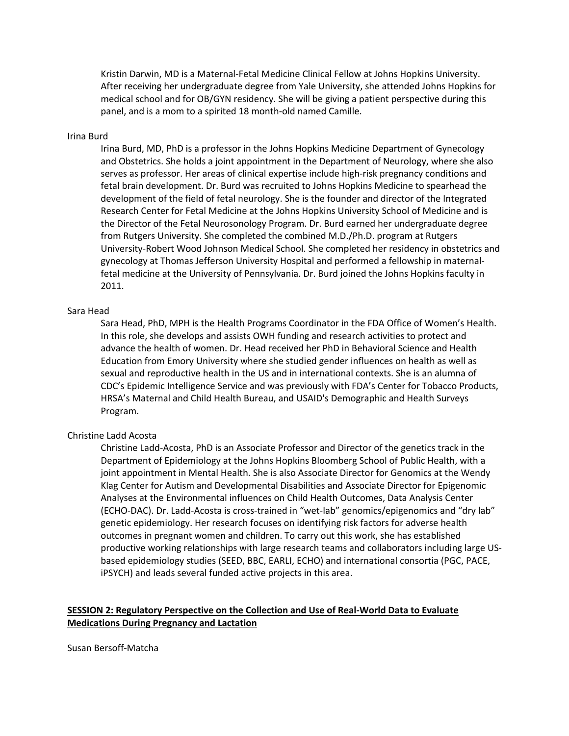Kristin Darwin, MD is a Maternal-Fetal Medicine Clinical Fellow at Johns Hopkins University. After receiving her undergraduate degree from Yale University, she attended Johns Hopkins for medical school and for OB/GYN residency. She will be giving a patient perspective during this panel, and is a mom to a spirited 18 month-old named Camille.

Irina Burd

Irina Burd, MD, PhD is a professor in the Johns Hopkins Medicine Department of Gynecology and Obstetrics. She holds a joint appointment in the Department of Neurology, where she also serves as professor. Her areas of clinical expertise include high-risk pregnancy conditions and fetal brain development. Dr. Burd was recruited to Johns Hopkins Medicine to spearhead the development of the field of fetal neurology. She is the founder and director of the Integrated Research Center for Fetal Medicine at the Johns Hopkins University School of Medicine and is the Director of the Fetal Neurosonology Program. Dr. Burd earned her undergraduate degree from Rutgers University. She completed the combined M.D./Ph.D. program at Rutgers University-Robert Wood Johnson Medical School. She completed her residency in obstetrics and gynecology at Thomas Jefferson University Hospital and performed a fellowship in maternal-fetal medicine at the University of Pennsylvania. Dr. Burd joined the Johns Hopkins faculty in 2011.

Sara Head

Sara Head, PhD, MPH is the Health Programs Coordinator in the FDA Office of Women's Health. In this role, she develops and assists OWH funding and research activities to protect and advance the health of women. Dr. Head received her PhD in Behavioral Science and Health Education from Emory University where she studied gender influences on health as well as sexual and reproductive health in the US and in international contexts. She is an alumna of CDC's Epidemic Intelligence Service and was previously with FDA's Center for Tobacco Products, HRSA's Maternal and Child Health Bureau, and USAID's Demographic and Health Surveys Program.

Christine Ladd Acosta

Christine Ladd-Acosta, PhD is an Associate Professor and Director of the genetics track in the Department of Epidemiology at the Johns Hopkins Bloomberg School of Public Health, with a joint appointment in Mental Health. She is also Associate Director for Genomics at the Wendy Klag Center for Autism and Developmental Disabilities and Associate Director for Epigenomic Analyses at the Environmental influences on Child Health Outcomes, Data Analysis Center (ECHO-DAC). Dr. Ladd-Acosta is cross-trained in "wet-lab" genomics/epigenomics and "dry lab" genetic epidemiology. Her research focuses on identifying risk factors for adverse health outcomes in pregnant women and children. To carry out this work, she has established productive working relationships with large research teams and collaborators including large US-based epidemiology studies (SEED, BBC, EARLI, ECHO) and international consortia (PGC, PACE, iPSYCH) and leads several funded active projects in this area.

**SESSION 2: Regulatory Perspective on the Collection and Use of Real-World Data to Evaluate Medications During Pregnancy and Lactation**

Susan Bersoff-Matcha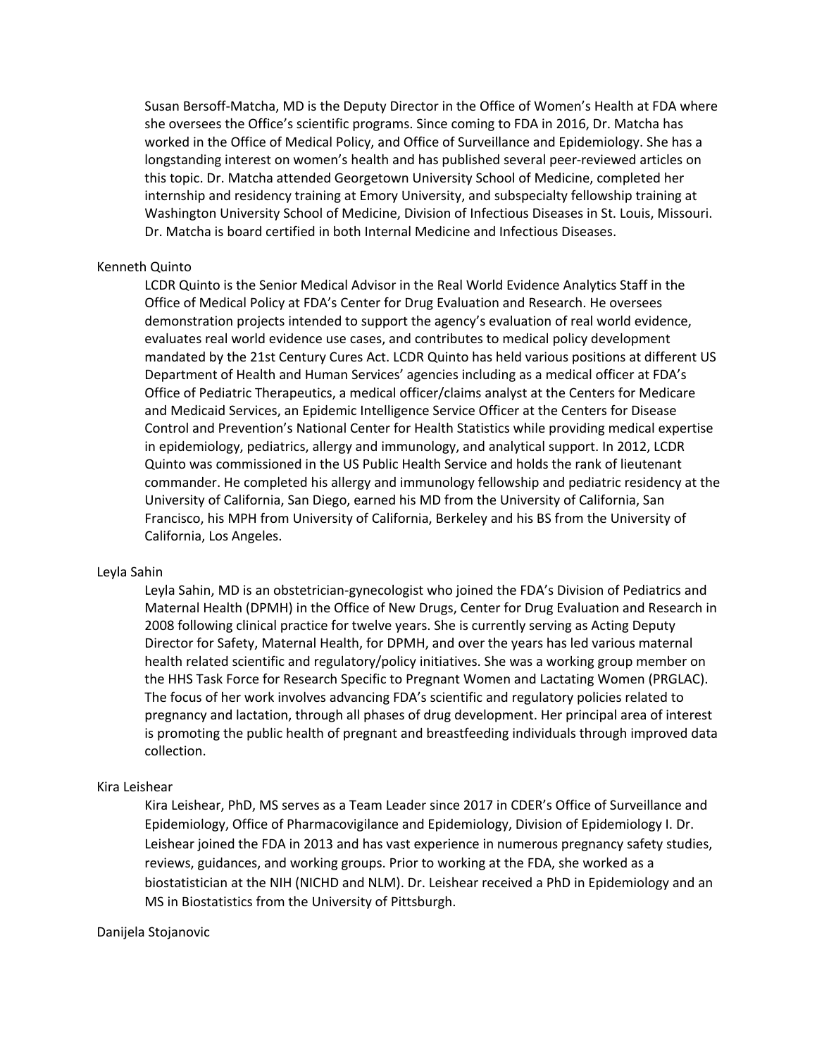Susan Bersoff-Matcha, MD is the Deputy Director in the Office of Women's Health at FDA where she oversees the Office's scientific programs. Since coming to FDA in 2016, Dr. Matcha has worked in the Office of Medical Policy, and Office of Surveillance and Epidemiology. She has a longstanding interest on women's health and has published several peer-reviewed articles on this topic. Dr. Matcha attended Georgetown University School of Medicine, completed her internship and residency training at Emory University, and subspecialty fellowship training at Washington University School of Medicine, Division of Infectious Diseases in St. Louis, Missouri. Dr. Matcha is board certified in both Internal Medicine and Infectious Diseases.

Kenneth Quinto

LCDR Quinto is the Senior Medical Advisor in the Real World Evidence Analytics Staff in the Office of Medical Policy at FDA's Center for Drug Evaluation and Research. He oversees demonstration projects intended to support the agency's evaluation of real world evidence, evaluates real world evidence use cases, and contributes to medical policy development mandated by the 21st Century Cures Act. LCDR Quinto has held various positions at different US Department of Health and Human Services' agencies including as a medical officer at FDA's Office of Pediatric Therapeutics, a medical officer/claims analyst at the Centers for Medicare and Medicaid Services, an Epidemic Intelligence Service Officer at the Centers for Disease Control and Prevention's National Center for Health Statistics while providing medical expertise in epidemiology, pediatrics, allergy and immunology, and analytical support. In 2012, LCDR Quinto was commissioned in the US Public Health Service and holds the rank of lieutenant commander. He completed his allergy and immunology fellowship and pediatric residency at the University of California, San Diego, earned his MD from the University of California, San Francisco, his MPH from University of California, Berkeley and his BS from the University of California, Los Angeles.

Leyla Sahin

Leyla Sahin, MD is an obstetrician-gynecologist who joined the FDA's Division of Pediatrics and Maternal Health (DPMH) in the Office of New Drugs, Center for Drug Evaluation and Research in 2008 following clinical practice for twelve years. She is currently serving as Acting Deputy Director for Safety, Maternal Health, for DPMH, and over the years has led various maternal health related scientific and regulatory/policy initiatives. She was a working group member on the HHS Task Force for Research Specific to Pregnant Women and Lactating Women (PRGLAC). The focus of her work involves advancing FDA's scientific and regulatory policies related to pregnancy and lactation, through all phases of drug development. Her principal area of interest is promoting the public health of pregnant and breastfeeding individuals through improved data collection.

Kira Leishear

Kira Leishear, PhD, MS serves as a Team Leader since 2017 in CDER's Office of Surveillance and Epidemiology, Office of Pharmacovigilance and Epidemiology, Division of Epidemiology I. Dr. Leishear joined the FDA in 2013 and has vast experience in numerous pregnancy safety studies, reviews, guidances, and working groups. Prior to working at the FDA, she worked as a biostatistician at the NIH (NICHD and NLM). Dr. Leishear received a PhD in Epidemiology and an MS in Biostatistics from the University of Pittsburgh.

Danijela Stojanovic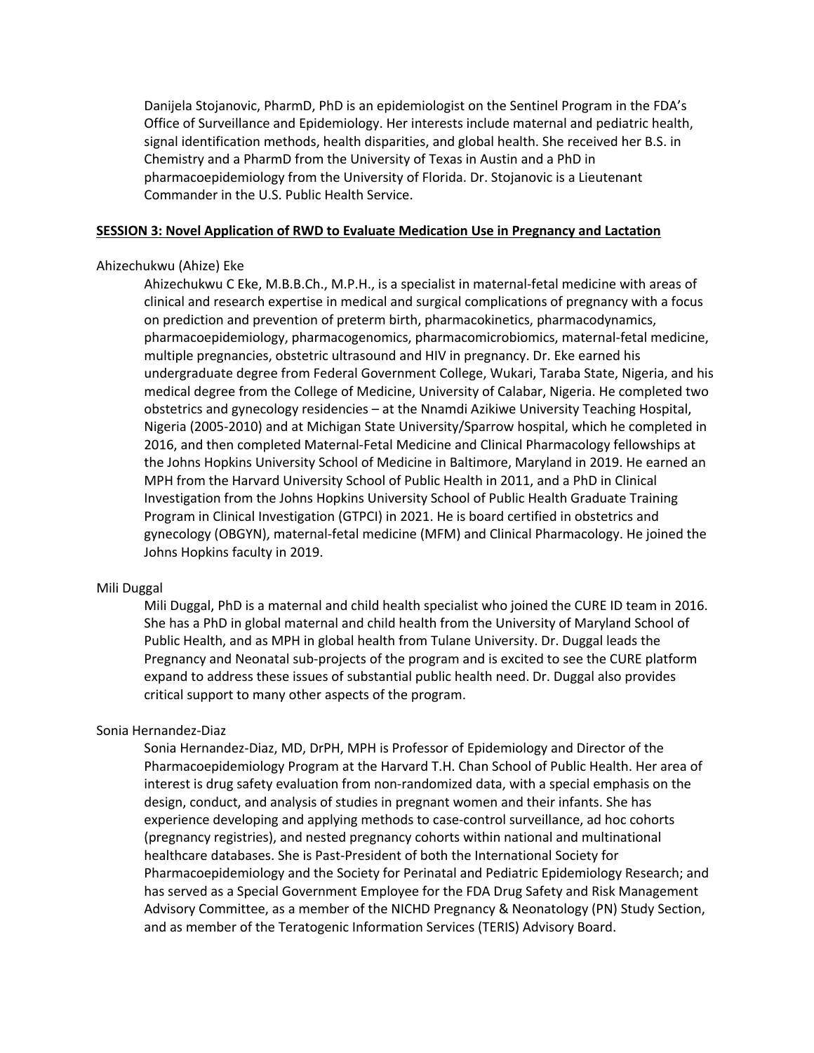Danijela Stojanovic, PharmD, PhD is an epidemiologist on the Sentinel Program in the FDA's Office of Surveillance and Epidemiology. Her interests include maternal and pediatric health, signal identification methods, health disparities, and global health. She received her B.S. in Chemistry and a PharmD from the University of Texas in Austin and a PhD in pharmacoepidemiology from the University of Florida. Dr. Stojanovic is a Lieutenant Commander in the U.S. Public Health Service.

## SESSION 3: Novel Application of RWD to Evaluate Medication Use in Pregnancy and Lactation

Ahizechukwu (Ahize) Eke

Ahizechukwu C Eke, M.B.B.Ch., M.P.H., is a specialist in maternal-fetal medicine with areas of clinical and research expertise in medical and surgical complications of pregnancy with a focus on prediction and prevention of preterm birth, pharmacokinetics, pharmacodynamics, pharmacoepidemiology, pharmacogenomics, pharmacomicrobiomics, maternal-fetal medicine, multiple pregnancies, obstetric ultrasound and HIV in pregnancy. Dr. Eke earned his undergraduate degree from Federal Government College, Wukari, Taraba State, Nigeria, and his medical degree from the College of Medicine, University of Calabar, Nigeria. He completed two obstetrics and gynecology residencies – at the Nnamdi Azikiwe University Teaching Hospital, Nigeria (2005-2010) and at Michigan State University/Sparrow hospital, which he completed in 2016, and then completed Maternal-Fetal Medicine and Clinical Pharmacology fellowships at the Johns Hopkins University School of Medicine in Baltimore, Maryland in 2019. He earned an MPH from the Harvard University School of Public Health in 2011, and a PhD in Clinical Investigation from the Johns Hopkins University School of Public Health Graduate Training Program in Clinical Investigation (GTPCI) in 2021. He is board certified in obstetrics and gynecology (OBGYN), maternal-fetal medicine (MFM) and Clinical Pharmacology. He joined the Johns Hopkins faculty in 2019.

Mili Duggal

Mili Duggal, PhD is a maternal and child health specialist who joined the CURE ID team in 2016. She has a PhD in global maternal and child health from the University of Maryland School of Public Health, and as MPH in global health from Tulane University. Dr. Duggal leads the Pregnancy and Neonatal sub-projects of the program and is excited to see the CURE platform expand to address these issues of substantial public health need. Dr. Duggal also provides critical support to many other aspects of the program.

Sonia Hernandez-Diaz

Sonia Hernandez-Diaz, MD, DrPH, MPH is Professor of Epidemiology and Director of the Pharmacoepidemiology Program at the Harvard T.H. Chan School of Public Health. Her area of interest is drug safety evaluation from non-randomized data, with a special emphasis on the design, conduct, and analysis of studies in pregnant women and their infants. She has experience developing and applying methods to case-control surveillance, ad hoc cohorts (pregnancy registries), and nested pregnancy cohorts within national and multinational healthcare databases. She is Past-President of both the International Society for Pharmacoepidemiology and the Society for Perinatal and Pediatric Epidemiology Research; and has served as a Special Government Employee for the FDA Drug Safety and Risk Management Advisory Committee, as a member of the NICHD Pregnancy & Neonatology (PN) Study Section, and as member of the Teratogenic Information Services (TERIS) Advisory Board.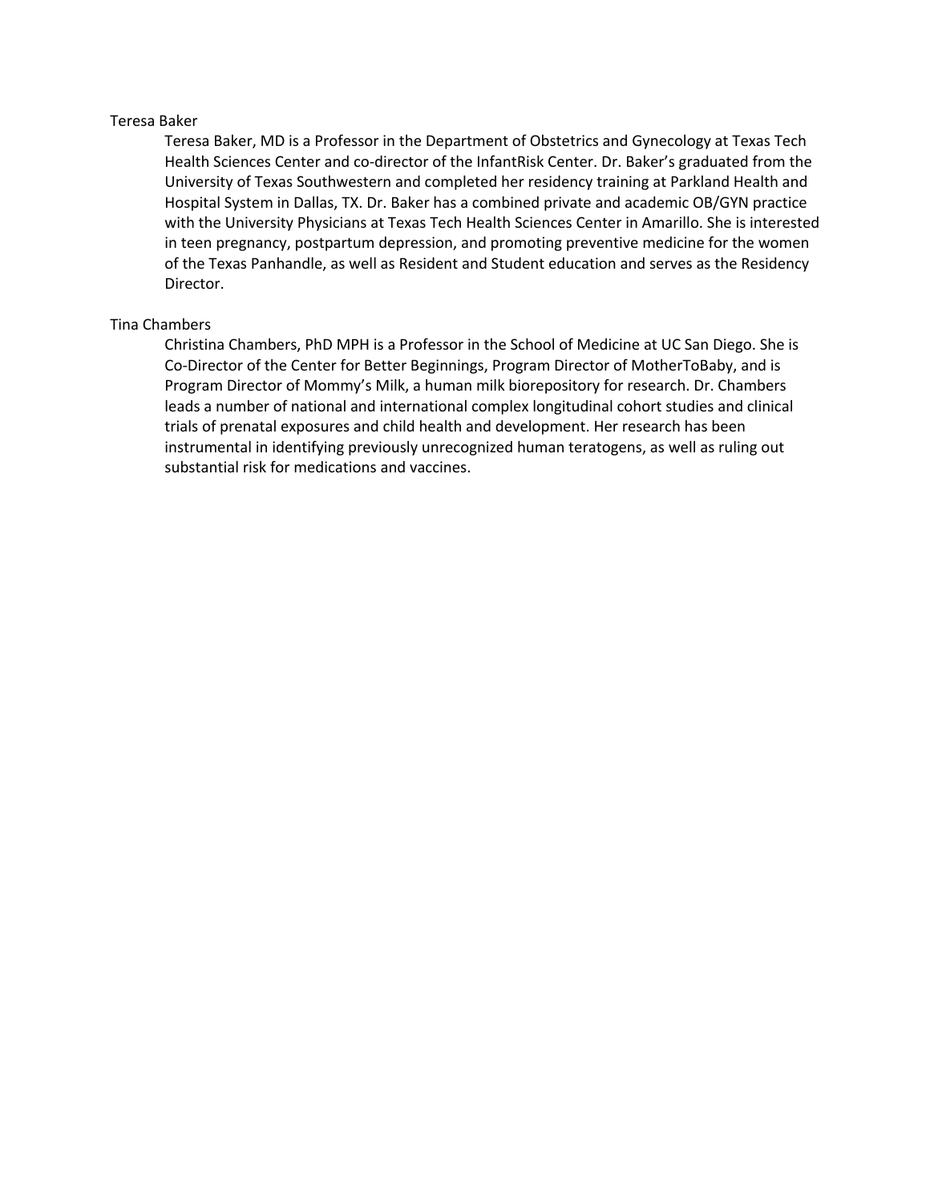Teresa Baker

Teresa Baker, MD is a Professor in the Department of Obstetrics and Gynecology at Texas Tech Health Sciences Center and co-director of the InfantRisk Center. Dr. Baker's graduated from the University of Texas Southwestern and completed her residency training at Parkland Health and Hospital System in Dallas, TX. Dr. Baker has a combined private and academic OB/GYN practice with the University Physicians at Texas Tech Health Sciences Center in Amarillo. She is interested in teen pregnancy, postpartum depression, and promoting preventive medicine for the women of the Texas Panhandle, as well as Resident and Student education and serves as the Residency Director.

Tina Chambers

Christina Chambers, PhD MPH is a Professor in the School of Medicine at UC San Diego. She is Co-Director of the Center for Better Beginnings, Program Director of MotherToBaby, and is Program Director of Mommy's Milk, a human milk biorepository for research. Dr. Chambers leads a number of national and international complex longitudinal cohort studies and clinical trials of prenatal exposures and child health and development. Her research has been instrumental in identifying previously unrecognized human teratogens, as well as ruling out substantial risk for medications and vaccines.